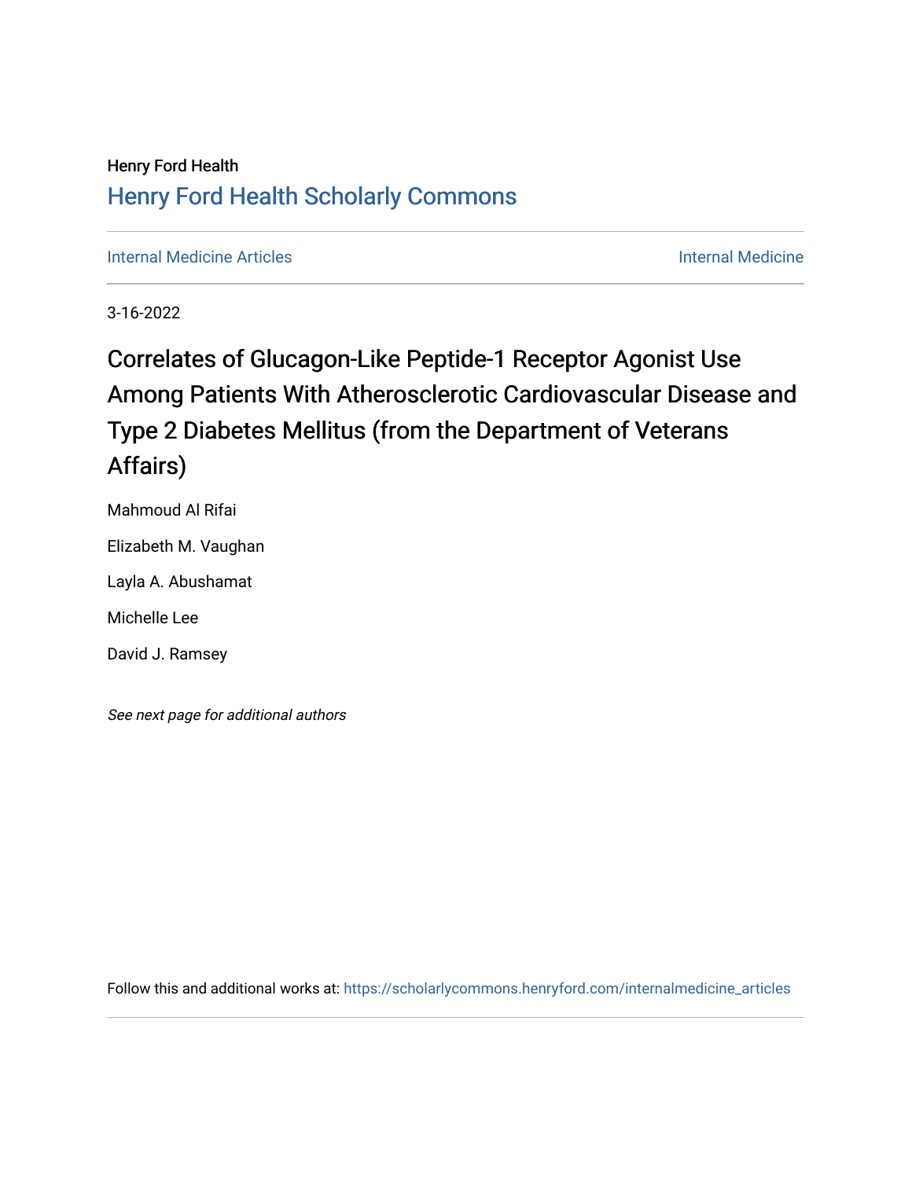Henry Ford Health

# Henry Ford Health Scholarly Commons

Internal Medicine Articles | Internal Medicine

3-16-2022

# Correlates of Glucagon-Like Peptide-1 Receptor Agonist Use Among Patients With Atherosclerotic Cardiovascular Disease and Type 2 Diabetes Mellitus (from the Department of Veterans Affairs)

Mahmoud Al Rifai

Elizabeth M. Vaughan

Layla A. Abushamat

Michelle Lee

David J. Ramsey

*See next page for additional authors*

Follow this and additional works at: https://scholarlycommons.henryford.com/internalmedicine_articles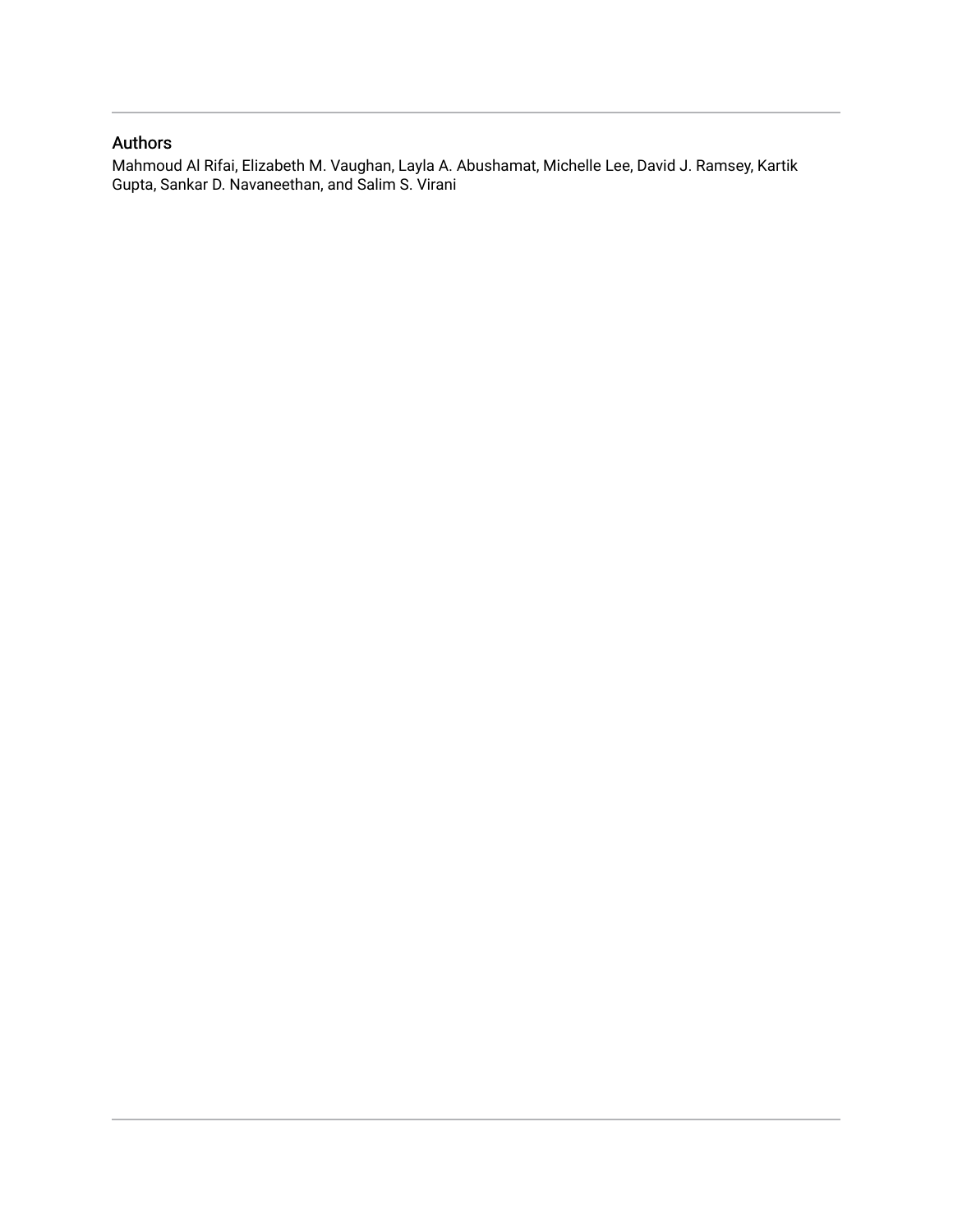## Authors

Mahmoud Al Rifai, Elizabeth M. Vaughan, Layla A. Abushamat, Michelle Lee, David J. Ramsey, Kartik Gupta, Sankar D. Navaneethan, and Salim S. Virani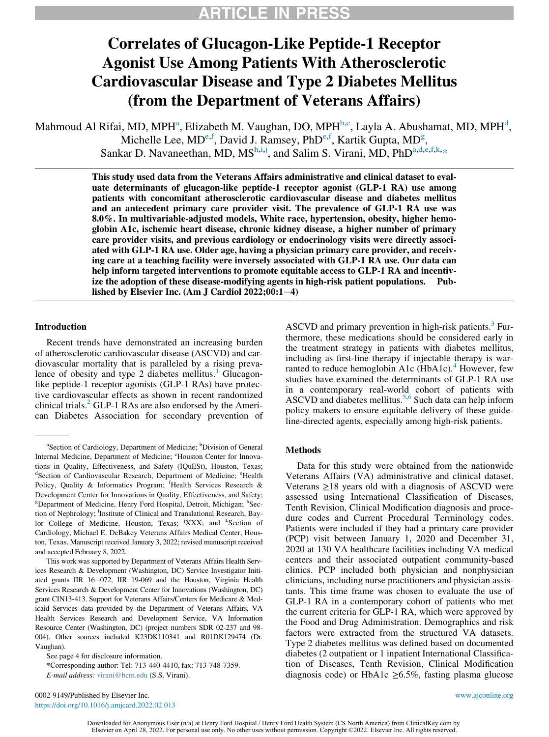# Correlates of Glucagon-Like Peptide-1 Receptor Agonist Use Among Patients With Atherosclerotic Cardiovascular Disease and Type 2 Diabetes Mellitus (from the Department of Veterans Affairs)

Mahmoud Al Rifai, MD, MPH[a], Elizabeth M. Vaughan, DO, MPH[b,c], Layla A. Abushamat, MD, MPH[d], Michelle Lee, MD[e,f], David J. Ramsey, PhD[e,f], Kartik Gupta, MD[g], Sankar D. Navaneethan, MD, MS[h,i,j], and Salim S. Virani, MD, PhD[a,d,e,f,k,*]

**This study used data from the Veterans Affairs administrative and clinical dataset to evaluate determinants of glucagon-like peptide-1 receptor agonist (GLP-1 RA) use among patients with concomitant atherosclerotic cardiovascular disease and diabetes mellitus and an antecedent primary care provider visit. The prevalence of GLP-1 RA use was 8.0%. In multivariable-adjusted models, White race, hypertension, obesity, higher hemoglobin A1c, ischemic heart disease, chronic kidney disease, a higher number of primary care provider visits, and previous cardiology or endocrinology visits were directly associated with GLP-1 RA use. Older age, having a physician primary care provider, and receiving care at a teaching facility were inversely associated with GLP-1 RA use. Our data can help inform targeted interventions to promote equitable access to GLP-1 RA and incentivize the adoption of these disease-modifying agents in high-risk patient populations. Published by Elsevier Inc. (Am J Cardiol 2022;00:1−4)**

## Introduction

Recent trends have demonstrated an increasing burden of atherosclerotic cardiovascular disease (ASCVD) and cardiovascular mortality that is paralleled by a rising prevalence of obesity and type 2 diabetes mellitus.[1] Glucagon-like peptide-1 receptor agonists (GLP-1 RAs) have protective cardiovascular effects as shown in recent randomized clinical trials.[2] GLP-1 RAs are also endorsed by the American Diabetes Association for secondary prevention of ASCVD and primary prevention in high-risk patients.[3] Furthermore, these medications should be considered early in the treatment strategy in patients with diabetes mellitus, including as first-line therapy if injectable therapy is warranted to reduce hemoglobin A1c (HbA1c).[4] However, few studies have examined the determinants of GLP-1 RA use in a contemporary real-world cohort of patients with ASCVD and diabetes mellitus.[5,6] Such data can help inform policy makers to ensure equitable delivery of these guideline-directed agents, especially among high-risk patients.

## Methods

Data for this study were obtained from the nationwide Veterans Affairs (VA) administrative and clinical dataset. Veterans ≥18 years old with a diagnosis of ASCVD were assessed using International Classification of Diseases, Tenth Revision, Clinical Modification diagnosis and procedure codes and Current Procedural Terminology codes. Patients were included if they had a primary care provider (PCP) visit between January 1, 2020 and December 31, 2020 at 130 VA healthcare facilities including VA medical centers and their associated outpatient community-based clinics. PCP included both physician and nonphysician clinicians, including nurse practitioners and physician assistants. This time frame was chosen to evaluate the use of GLP-1 RA in a contemporary cohort of patients who met the current criteria for GLP-1 RA, which were approved by the Food and Drug Administration. Demographics and risk factors were extracted from the structured VA datasets. Type 2 diabetes mellitus was defined based on documented diabetes (2 outpatient or 1 inpatient International Classification of Diseases, Tenth Revision, Clinical Modification diagnosis code) or HbA1c ≥6.5%, fasting plasma glucose

---

[a]Section of Cardiology, Department of Medicine; [b]Division of General Internal Medicine, Department of Medicine; [c]Houston Center for Innovations in Quality, Effectiveness, and Safety (IQuESt), Houston, Texas; [d]Section of Cardiovascular Research, Department of Medicine; [e]Health Policy, Quality & Informatics Program; [f]Health Services Research & Development Center for Innovations in Quality, Effectiveness, and Safety; [g]Department of Medicine, Henry Ford Hospital, Detroit, Michigan; [h]Section of Nephrology; [i]Institute of Clinical and Translational Research, Baylor College of Medicine, Houston, Texas; [j]XXX; and [k]Section of Cardiology, Michael E. DeBakey Veterans Affairs Medical Center, Houston, Texas. Manuscript received January 3, 2022; revised manuscript received and accepted February 8, 2022.

This work was supported by Department of Veterans Affairs Health Services Research & Development (Washington, DC) Service Investigator Initiated grants IIR 16−072, IIR 19-069 and the Houston, Virginia Health Services Research & Development Center for Innovations (Washington, DC) grant CIN13-413. Support for Veterans Affairs/Centers for Medicare & Medicaid Services data provided by the Department of Veterans Affairs, VA Health Services Research and Development Service, VA Information Resource Center (Washington, DC) (project numbers SDR 02-237 and 98-004). Other sources included K23DK110341 and R01DK129474 (Dr. Vaughan).

See page 4 for disclosure information.

*Corresponding author: Tel: 713-440-4410, fax: 713-748-7359.

*E-mail address:* virani@bcm.edu (S.S. Virani).

0002-9149/Published by Elsevier Inc.
https://doi.org/10.1016/j.amjcard.2022.02.013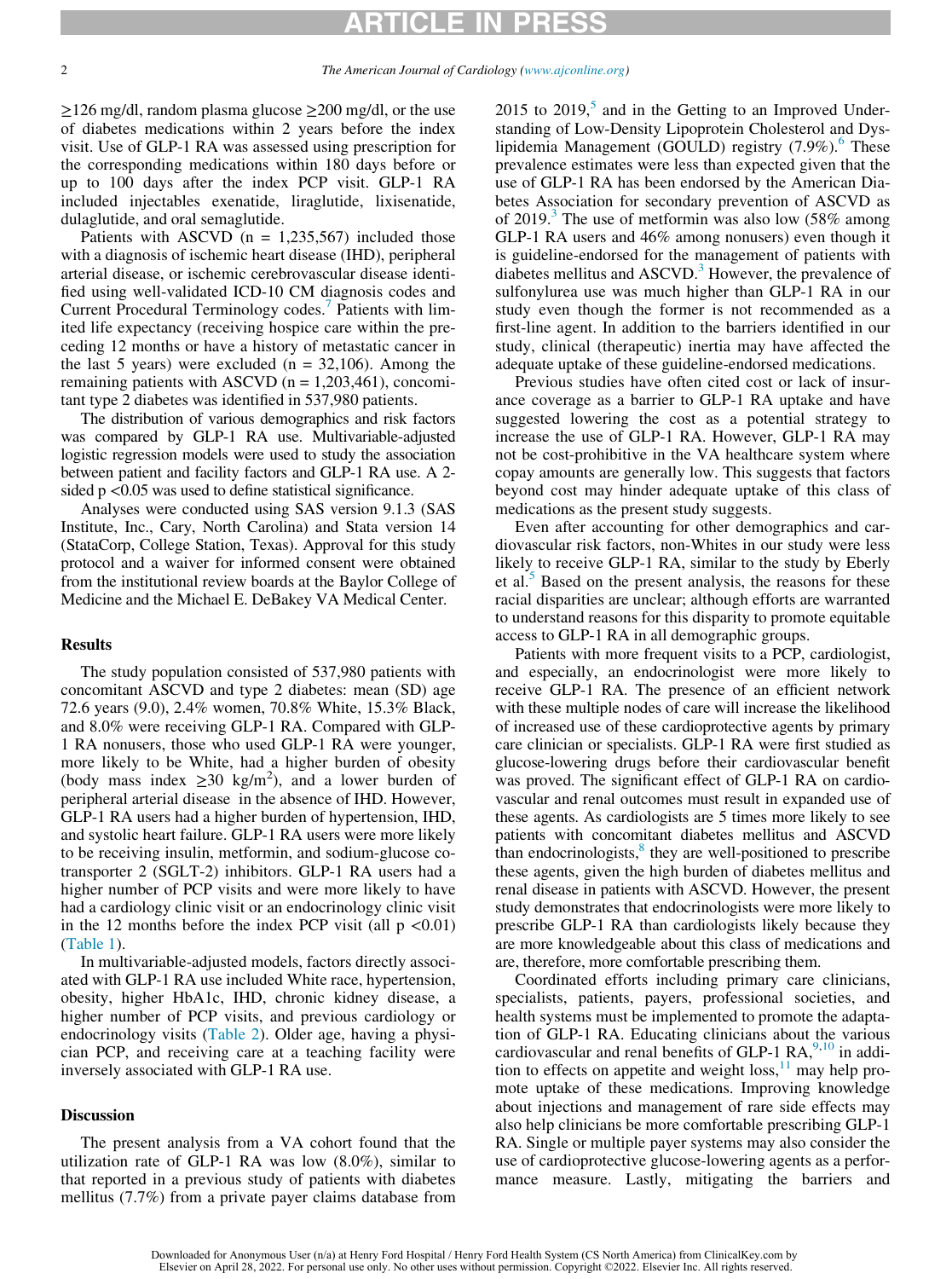≥126 mg/dl, random plasma glucose ≥200 mg/dl, or the use of diabetes medications within 2 years before the index visit. Use of GLP-1 RA was assessed using prescription for the corresponding medications within 180 days before or up to 100 days after the index PCP visit. GLP-1 RA included injectables exenatide, liraglutide, lixisenatide, dulaglutide, and oral semaglutide.

Patients with ASCVD (n = 1,235,567) included those with a diagnosis of ischemic heart disease (IHD), peripheral arterial disease, or ischemic cerebrovascular disease identified using well-validated ICD-10 CM diagnosis codes and Current Procedural Terminology codes.[7] Patients with limited life expectancy (receiving hospice care within the preceding 12 months or have a history of metastatic cancer in the last 5 years) were excluded (n = 32,106). Among the remaining patients with ASCVD (n = 1,203,461), concomitant type 2 diabetes was identified in 537,980 patients.

The distribution of various demographics and risk factors was compared by GLP-1 RA use. Multivariable-adjusted logistic regression models were used to study the association between patient and facility factors and GLP-1 RA use. A 2-sided $p < 0.05$ was used to define statistical significance.

Analyses were conducted using SAS version 9.1.3 (SAS Institute, Inc., Cary, North Carolina) and Stata version 14 (StataCorp, College Station, Texas). Approval for this study protocol and a waiver for informed consent were obtained from the institutional review boards at the Baylor College of Medicine and the Michael E. DeBakey VA Medical Center.

## Results

The study population consisted of 537,980 patients with concomitant ASCVD and type 2 diabetes: mean (SD) age 72.6 years (9.0), 2.4% women, 70.8% White, 15.3% Black, and 8.0% were receiving GLP-1 RA. Compared with GLP-1 RA nonusers, those who used GLP-1 RA were younger, more likely to be White, had a higher burden of obesity (body mass index ≥30 kg/m$^2$), and a lower burden of peripheral arterial disease in the absence of IHD. However, GLP-1 RA users had a higher burden of hypertension, IHD, and systolic heart failure. GLP-1 RA users were more likely to be receiving insulin, metformin, and sodium-glucose cotransporter 2 (SGLT-2) inhibitors. GLP-1 RA users had a higher number of PCP visits and were more likely to have had a cardiology clinic visit or an endocrinology clinic visit in the 12 months before the index PCP visit (all $p < 0.01$) (Table 1).

In multivariable-adjusted models, factors directly associated with GLP-1 RA use included White race, hypertension, obesity, higher HbA1c, IHD, chronic kidney disease, a higher number of PCP visits, and previous cardiology or endocrinology visits (Table 2). Older age, having a physician PCP, and receiving care at a teaching facility were inversely associated with GLP-1 RA use.

## Discussion

The present analysis from a VA cohort found that the utilization rate of GLP-1 RA was low (8.0%), similar to that reported in a previous study of patients with diabetes mellitus (7.7%) from a private payer claims database from 2015 to 2019,[5] and in the Getting to an Improved Understanding of Low-Density Lipoprotein Cholesterol and Dyslipidemia Management (GOULD) registry (7.9%).[6] These prevalence estimates were less than expected given that the use of GLP-1 RA has been endorsed by the American Diabetes Association for secondary prevention of ASCVD as of 2019.[3] The use of metformin was also low (58% among GLP-1 RA users and 46% among nonusers) even though it is guideline-endorsed for the management of patients with diabetes mellitus and ASCVD.[3] However, the prevalence of sulfonylurea use was much higher than GLP-1 RA in our study even though the former is not recommended as a first-line agent. In addition to the barriers identified in our study, clinical (therapeutic) inertia may have affected the adequate uptake of these guideline-endorsed medications.

Previous studies have often cited cost or lack of insurance coverage as a barrier to GLP-1 RA uptake and have suggested lowering the cost as a potential strategy to increase the use of GLP-1 RA. However, GLP-1 RA may not be cost-prohibitive in the VA healthcare system where copay amounts are generally low. This suggests that factors beyond cost may hinder adequate uptake of this class of medications as the present study suggests.

Even after accounting for other demographics and cardiovascular risk factors, non-Whites in our study were less likely to receive GLP-1 RA, similar to the study by Eberly et al.[5] Based on the present analysis, the reasons for these racial disparities are unclear; although efforts are warranted to understand reasons for this disparity to promote equitable access to GLP-1 RA in all demographic groups.

Patients with more frequent visits to a PCP, cardiologist, and especially, an endocrinologist were more likely to receive GLP-1 RA. The presence of an efficient network with these multiple nodes of care will increase the likelihood of increased use of these cardioprotective agents by primary care clinician or specialists. GLP-1 RA were first studied as glucose-lowering drugs before their cardiovascular benefit was proved. The significant effect of GLP-1 RA on cardiovascular and renal outcomes must result in expanded use of these agents. As cardiologists are 5 times more likely to see patients with concomitant diabetes mellitus and ASCVD than endocrinologists,[8] they are well-positioned to prescribe these agents, given the high burden of diabetes mellitus and renal disease in patients with ASCVD. However, the present study demonstrates that endocrinologists were more likely to prescribe GLP-1 RA than cardiologists likely because they are more knowledgeable about this class of medications and are, therefore, more comfortable prescribing them.

Coordinated efforts including primary care clinicians, specialists, patients, payers, professional societies, and health systems must be implemented to promote the adaptation of GLP-1 RA. Educating clinicians about the various cardiovascular and renal benefits of GLP-1 RA,[9,10] in addition to effects on appetite and weight loss,[11] may help promote uptake of these medications. Improving knowledge about injections and management of rare side effects may also help clinicians be more comfortable prescribing GLP-1 RA. Single or multiple payer systems may also consider the use of cardioprotective glucose-lowering agents as a performance measure. Lastly, mitigating the barriers and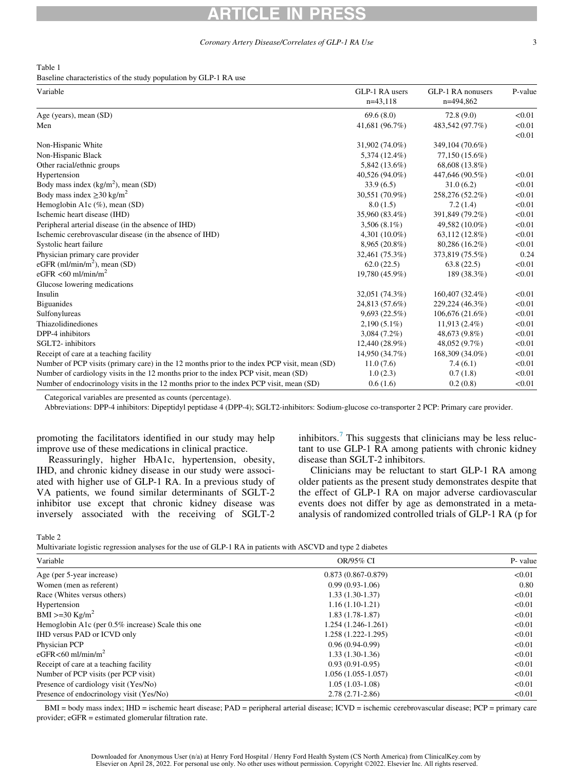Table 1

Baseline characteristics of the study population by GLP-1 RA use

| Variable | GLP-1 RA users n=43,118 | GLP-1 RA nonusers n=494,862 | P-value |
|---|---|---|---|
| Age (years), mean (SD) | 69.6 (8.0) | 72.8 (9.0) | <0.01 |
| Men | 41,681 (96.7%) | 483,542 (97.7%) | <0.01 |
| | | | <0.01 |
| Non-Hispanic White | 31,902 (74.0%) | 349,104 (70.6%) | |
| Non-Hispanic Black | 5,374 (12.4%) | 77,150 (15.6%) | |
| Other racial/ethnic groups | 5,842 (13.6%) | 68,608 (13.8%) | |
| Hypertension | 40,526 (94.0%) | 447,646 (90.5%) | <0.01 |
| Body mass index (kg/m$^2$), mean (SD) | 33.9 (6.5) | 31.0 (6.2) | <0.01 |
| Body mass index ≥30 kg/m$^2$ | 30,551 (70.9%) | 258,276 (52.2%) | <0.01 |
| Hemoglobin A1c (%), mean (SD) | 8.0 (1.5) | 7.2 (1.4) | <0.01 |
| Ischemic heart disease (IHD) | 35,960 (83.4%) | 391,849 (79.2%) | <0.01 |
| Peripheral arterial disease (in the absence of IHD) | 3,506 (8.1%) | 49,582 (10.0%) | <0.01 |
| Ischemic cerebrovascular disease (in the absence of IHD) | 4,301 (10.0%) | 63,112 (12.8%) | <0.01 |
| Systolic heart failure | 8,965 (20.8%) | 80,286 (16.2%) | <0.01 |
| Physician primary care provider | 32,461 (75.3%) | 373,819 (75.5%) | 0.24 |
| eGFR (ml/min/m$^2$), mean (SD) | 62.0 (22.5) | 63.8 (22.5) | <0.01 |
| eGFR <60 ml/min/m$^2$ | 19,780 (45.9%) | 189 (38.3%) | <0.01 |
| Glucose lowering medications | | | |
| Insulin | 32,051 (74.3%) | 160,407 (32.4%) | <0.01 |
| Biguanides | 24,813 (57.6%) | 229,224 (46.3%) | <0.01 |
| Sulfonylureas | 9,693 (22.5%) | 106,676 (21.6%) | <0.01 |
| Thiazolidinediones | 2,190 (5.1%) | 11,913 (2.4%) | <0.01 |
| DPP-4 inhibitors | 3,084 (7.2%) | 48,673 (9.8%) | <0.01 |
| SGLT2- inhibitors | 12,440 (28.9%) | 48,052 (9.7%) | <0.01 |
| Receipt of care at a teaching facility | 14,950 (34.7%) | 168,309 (34.0%) | <0.01 |
| Number of PCP visits (primary care) in the 12 months prior to the index PCP visit, mean (SD) | 11.0 (7.6) | 7.4 (6.1) | <0.01 |
| Number of cardiology visits in the 12 months prior to the index PCP visit, mean (SD) | 1.0 (2.3) | 0.7 (1.8) | <0.01 |
| Number of endocrinology visits in the 12 months prior to the index PCP visit, mean (SD) | 0.6 (1.6) | 0.2 (0.8) | <0.01 |

Categorical variables are presented as counts (percentage).

Abbreviations: DPP-4 inhibitors: Dipeptidyl peptidase 4 (DPP-4); SGLT2-inhibitors: Sodium-glucose co-transporter 2 PCP: Primary care provider.

promoting the facilitators identified in our study may help improve use of these medications in clinical practice.

Reassuringly, higher HbA1c, hypertension, obesity, IHD, and chronic kidney disease in our study were associated with higher use of GLP-1 RA. In a previous study of VA patients, we found similar determinants of SGLT-2 inhibitor use except that chronic kidney disease was inversely associated with the receiving of SGLT-2 inhibitors.[7] This suggests that clinicians may be less reluctant to use GLP-1 RA among patients with chronic kidney disease than SGLT-2 inhibitors.

Clinicians may be reluctant to start GLP-1 RA among older patients as the present study demonstrates despite that the effect of GLP-1 RA on major adverse cardiovascular events does not differ by age as demonstrated in a meta-analysis of randomized controlled trials of GLP-1 RA (p for

Table 2

Multivariate logistic regression analyses for the use of GLP-1 RA in patients with ASCVD and type 2 diabetes

| Variable | OR/95% CI | P- value |
|---|---|---|
| Age (per 5-year increase) | 0.873 (0.867-0.879) | <0.01 |
| Women (men as referent) | 0.99 (0.93-1.06) | 0.80 |
| Race (Whites versus others) | 1.33 (1.30-1.37) | <0.01 |
| Hypertension | 1.16 (1.10-1.21) | <0.01 |
| BMI >=30 Kg/m$^2$ | 1.83 (1.78-1.87) | <0.01 |
| Hemoglobin A1c (per 0.5% increase) Scale this one | 1.254 (1.246-1.261) | <0.01 |
| IHD versus PAD or ICVD only | 1.258 (1.222-1.295) | <0.01 |
| Physician PCP | 0.96 (0.94-0.99) | <0.01 |
| eGFR<60 ml/min/m$^2$ | 1.33 (1.30-1.36) | <0.01 |
| Receipt of care at a teaching facility | 0.93 (0.91-0.95) | <0.01 |
| Number of PCP visits (per PCP visit) | 1.056 (1.055-1.057) | <0.01 |
| Presence of cardiology visit (Yes/No) | 1.05 (1.03-1.08) | <0.01 |
| Presence of endocrinology visit (Yes/No) | 2.78 (2.71-2.86) | <0.01 |

BMI = body mass index; IHD = ischemic heart disease; PAD = peripheral arterial disease; ICVD = ischemic cerebrovascular disease; PCP = primary care provider; eGFR = estimated glomerular filtration rate.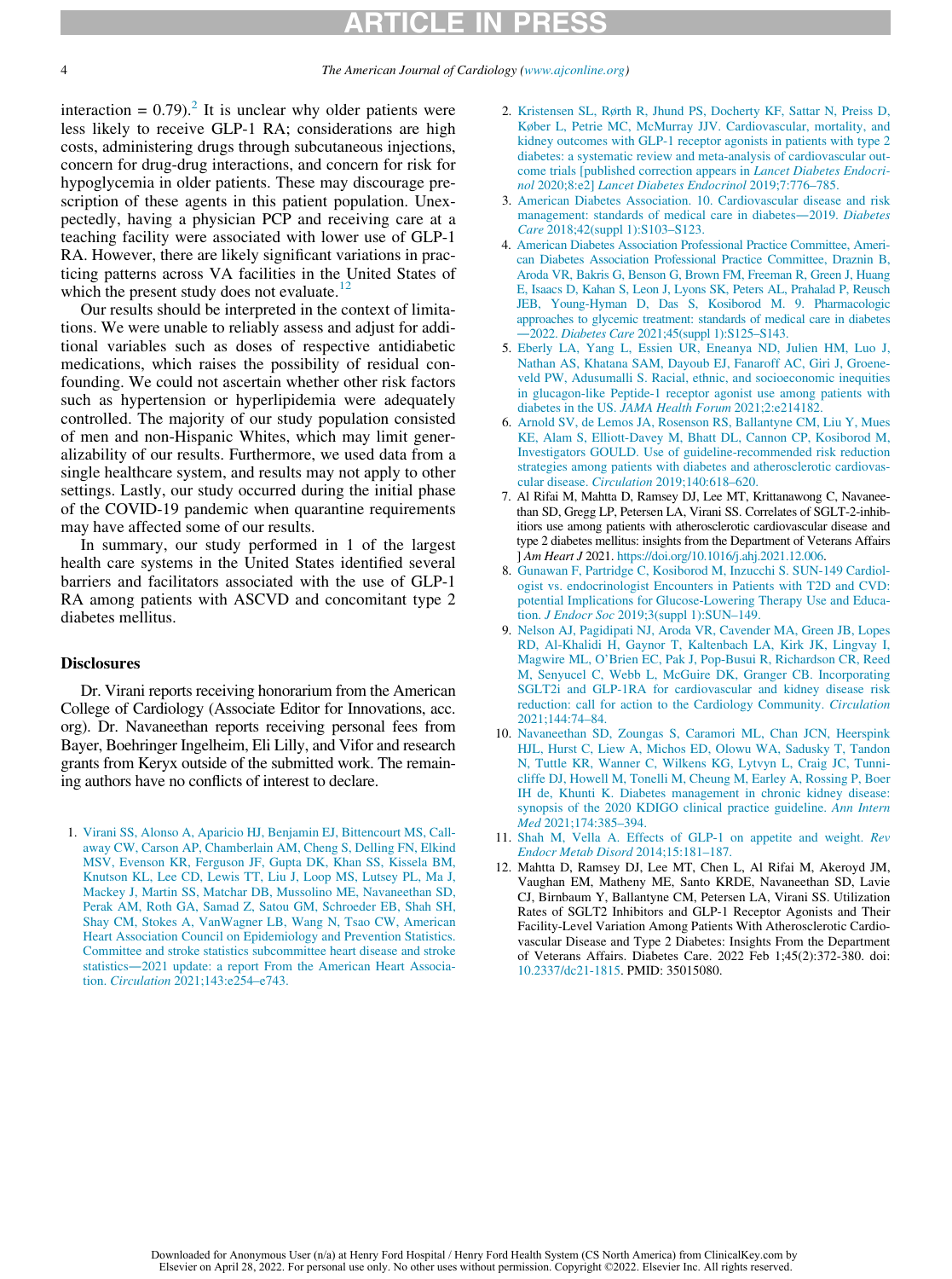interaction = 0.79).[2] It is unclear why older patients were less likely to receive GLP-1 RA; considerations are high costs, administering drugs through subcutaneous injections, concern for drug-drug interactions, and concern for risk for hypoglycemia in older patients. These may discourage prescription of these agents in this patient population. Unexpectedly, having a physician PCP and receiving care at a teaching facility were associated with lower use of GLP-1 RA. However, there are likely significant variations in practicing patterns across VA facilities in the United States of which the present study does not evaluate.[12]

Our results should be interpreted in the context of limitations. We were unable to reliably assess and adjust for additional variables such as doses of respective antidiabetic medications, which raises the possibility of residual confounding. We could not ascertain whether other risk factors such as hypertension or hyperlipidemia were adequately controlled. The majority of our study population consisted of men and non-Hispanic Whites, which may limit generalizability of our results. Furthermore, we used data from a single healthcare system, and results may not apply to other settings. Lastly, our study occurred during the initial phase of the COVID-19 pandemic when quarantine requirements may have affected some of our results.

In summary, our study performed in 1 of the largest health care systems in the United States identified several barriers and facilitators associated with the use of GLP-1 RA among patients with ASCVD and concomitant type 2 diabetes mellitus.

## Disclosures

Dr. Virani reports receiving honorarium from the American College of Cardiology (Associate Editor for Innovations, acc.org). Dr. Navaneethan reports receiving personal fees from Bayer, Boehringer Ingelheim, Eli Lilly, and Vifor and research grants from Keryx outside of the submitted work. The remaining authors have no conflicts of interest to declare.

1. Virani SS, Alonso A, Aparicio HJ, Benjamin EJ, Bittencourt MS, Callaway CW, Carson AP, Chamberlain AM, Cheng S, Delling FN, Elkind MSV, Evenson KR, Ferguson JF, Gupta DK, Khan SS, Kissela BM, Knutson KL, Lee CD, Lewis TT, Liu J, Loop MS, Lutsey PL, Ma J, Mackey J, Martin SS, Matchar DB, Mussolino ME, Navaneethan SD, Perak AM, Roth GA, Samad Z, Satou GM, Schroeder EB, Shah SH, Shay CM, Stokes A, VanWagner LB, Wang N, Tsao CW, American Heart Association Council on Epidemiology and Prevention Statistics. Committee and stroke statistics subcommittee heart disease and stroke statistics—2021 update: a report From the American Heart Association. *Circulation* 2021;143:e254–e743.
2. Kristensen SL, Rørth R, Jhund PS, Docherty KF, Sattar N, Preiss D, Køber L, Petrie MC, McMurray JJV. Cardiovascular, mortality, and kidney outcomes with GLP-1 receptor agonists in patients with type 2 diabetes: a systematic review and meta-analysis of cardiovascular outcome trials [published correction appears in *Lancet Diabetes Endocrinol* 2020;8:e2] *Lancet Diabetes Endocrinol* 2019;7:776–785.
3. American Diabetes Association. 10. Cardiovascular disease and risk management: standards of medical care in diabetes—2019. *Diabetes Care* 2018;42(suppl 1):S103–S123.
4. American Diabetes Association Professional Practice Committee, American Diabetes Association Professional Practice Committee, Draznin B, Aroda VR, Bakris G, Benson G, Brown FM, Freeman R, Green J, Huang E, Isaacs D, Kahan S, Leon J, Lyons SK, Peters AL, Prahalad P, Reusch JEB, Young-Hyman D, Das S, Kosiborod M. 9. Pharmacologic approaches to glycemic treatment: standards of medical care in diabetes—2022. *Diabetes Care* 2021;45(suppl 1):S125–S143.
5. Eberly LA, Yang L, Essien UR, Eneanya ND, Julien HM, Luo J, Nathan AS, Khatana SAM, Dayoub EJ, Fanaroff AC, Giri J, Groeneveld PW, Adusumalli S. Racial, ethnic, and socioeconomic inequities in glucagon-like Peptide-1 receptor agonist use among patients with diabetes in the US. *JAMA Health Forum* 2021;2:e214182.
6. Arnold SV, de Lemos JA, Rosenson RS, Ballantyne CM, Liu Y, Mues KE, Alam S, Elliott-Davey M, Bhatt DL, Cannon CP, Kosiborod M, Investigators GOULD. Use of guideline-recommended risk reduction strategies among patients with diabetes and atherosclerotic cardiovascular disease. *Circulation* 2019;140:618–620.
7. Al Rifai M, Mahtta D, Ramsey DJ, Lee MT, Krittanawong C, Navaneethan SD, Gregg LP, Petersen LA, Virani SS. Correlates of SGLT-2-inhibitiors use among patients with atherosclerotic cardiovascular disease and type 2 diabetes mellitus: insights from the Department of Veterans Affairs ] *Am Heart J* 2021. https://doi.org/10.1016/j.ahj.2021.12.006.
8. Gunawan F, Partridge C, Kosiborod M, Inzucchi S. SUN-149 Cardiologist vs. endocrinologist Encounters in Patients with T2D and CVD: potential Implications for Glucose-Lowering Therapy Use and Education. *J Endocr Soc* 2019;3(suppl 1):SUN–149.
9. Nelson AJ, Pagidipati NJ, Aroda VR, Cavender MA, Green JB, Lopes RD, Al-Khalidi H, Gaynor T, Kaltenbach LA, Kirk JK, Lingvay I, Magwire ML, O'Brien EC, Pak J, Pop-Busui R, Richardson CR, Reed M, Senyucel C, Webb L, McGuire DK, Granger CB. Incorporating SGLT2i and GLP-1RA for cardiovascular and kidney disease risk reduction: call for action to the Cardiology Community. *Circulation* 2021;144:74–84.
10. Navaneethan SD, Zoungas S, Caramori ML, Chan JCN, Heerspink HJL, Hurst C, Liew A, Michos ED, Olowu WA, Sadusky T, Tandon N, Tuttle KR, Wanner C, Wilkens KG, Lytvyn L, Craig JC, Tunnicliffe DJ, Howell M, Tonelli M, Cheung M, Earley A, Rossing P, Boer IH de, Khunti K. Diabetes management in chronic kidney disease: synopsis of the 2020 KDIGO clinical practice guideline. *Ann Intern Med* 2021;174:385–394.
11. Shah M, Vella A. Effects of GLP-1 on appetite and weight. *Rev Endocr Metab Disord* 2014;15:181–187.
12. Mahtta D, Ramsey DJ, Lee MT, Chen L, Al Rifai M, Akeroyd JM, Vaughan EM, Matheny ME, Santo KRDE, Navaneethan SD, Lavie CJ, Birnbaum Y, Ballantyne CM, Petersen LA, Virani SS. Utilization Rates of SGLT2 Inhibitors and GLP-1 Receptor Agonists and Their Facility-Level Variation Among Patients With Atherosclerotic Cardiovascular Disease and Type 2 Diabetes: Insights From the Department of Veterans Affairs. Diabetes Care. 2022 Feb 1;45(2):372-380. doi: 10.2337/dc21-1815. PMID: 35015080.